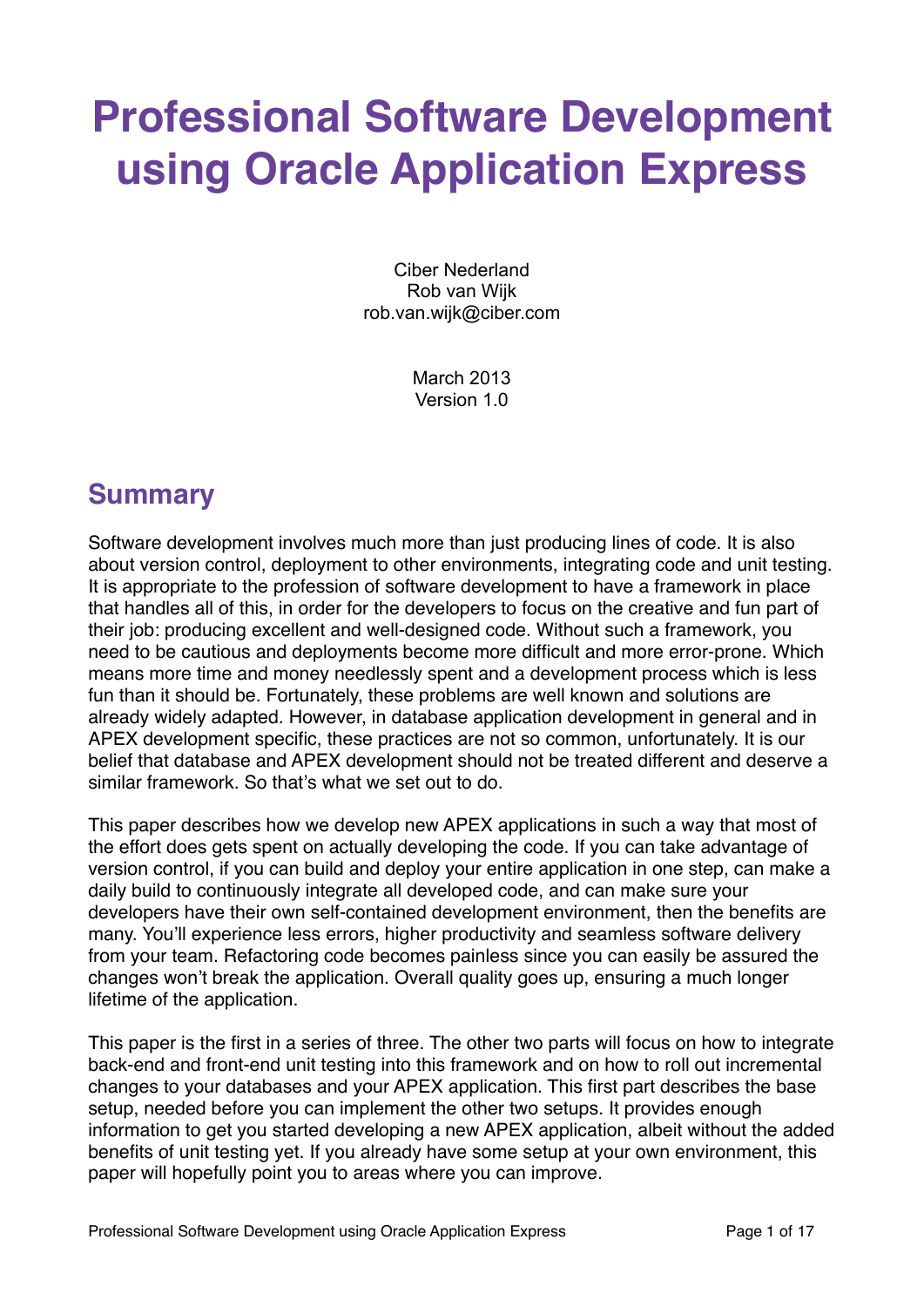# Professional Software Development using Oracle Application Express

Ciber Nederland
Rob van Wijk
rob.van.wijk@ciber.com

March 2013
Version 1.0

## Summary

Software development involves much more than just producing lines of code. It is also about version control, deployment to other environments, integrating code and unit testing. It is appropriate to the profession of software development to have a framework in place that handles all of this, in order for the developers to focus on the creative and fun part of their job: producing excellent and well-designed code. Without such a framework, you need to be cautious and deployments become more difficult and more error-prone. Which means more time and money needlessly spent and a development process which is less fun than it should be. Fortunately, these problems are well known and solutions are already widely adapted. However, in database application development in general and in APEX development specific, these practices are not so common, unfortunately. It is our belief that database and APEX development should not be treated different and deserve a similar framework. So that's what we set out to do.

This paper describes how we develop new APEX applications in such a way that most of the effort does gets spent on actually developing the code. If you can take advantage of version control, if you can build and deploy your entire application in one step, can make a daily build to continuously integrate all developed code, and can make sure your developers have their own self-contained development environment, then the benefits are many. You'll experience less errors, higher productivity and seamless software delivery from your team. Refactoring code becomes painless since you can easily be assured the changes won't break the application. Overall quality goes up, ensuring a much longer lifetime of the application.

This paper is the first in a series of three. The other two parts will focus on how to integrate back-end and front-end unit testing into this framework and on how to roll out incremental changes to your databases and your APEX application. This first part describes the base setup, needed before you can implement the other two setups. It provides enough information to get you started developing a new APEX application, albeit without the added benefits of unit testing yet. If you already have some setup at your own environment, this paper will hopefully point you to areas where you can improve.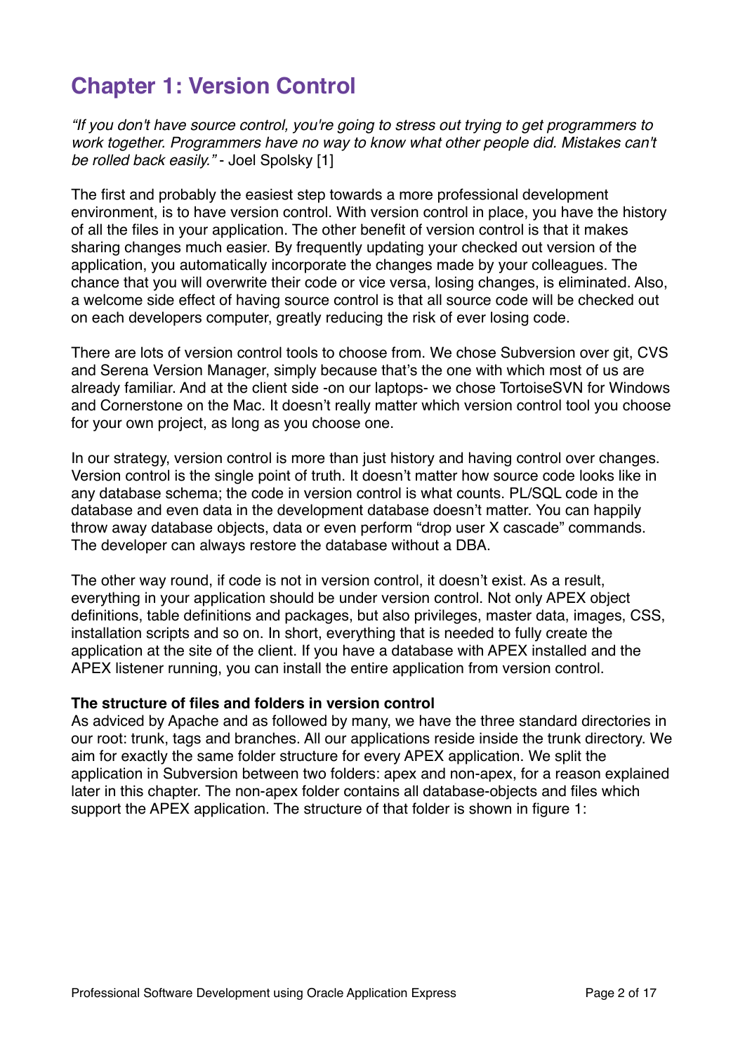# Chapter 1: Version Control

*"If you don't have source control, you're going to stress out trying to get programmers to work together. Programmers have no way to know what other people did. Mistakes can't be rolled back easily."* - Joel Spolsky [1]

The first and probably the easiest step towards a more professional development environment, is to have version control. With version control in place, you have the history of all the files in your application. The other benefit of version control is that it makes sharing changes much easier. By frequently updating your checked out version of the application, you automatically incorporate the changes made by your colleagues. The chance that you will overwrite their code or vice versa, losing changes, is eliminated. Also, a welcome side effect of having source control is that all source code will be checked out on each developers computer, greatly reducing the risk of ever losing code.

There are lots of version control tools to choose from. We chose Subversion over git, CVS and Serena Version Manager, simply because that's the one with which most of us are already familiar. And at the client side -on our laptops- we chose TortoiseSVN for Windows and Cornerstone on the Mac. It doesn't really matter which version control tool you choose for your own project, as long as you choose one.

In our strategy, version control is more than just history and having control over changes. Version control is the single point of truth. It doesn't matter how source code looks like in any database schema; the code in version control is what counts. PL/SQL code in the database and even data in the development database doesn't matter. You can happily throw away database objects, data or even perform "drop user X cascade" commands. The developer can always restore the database without a DBA.

The other way round, if code is not in version control, it doesn't exist. As a result, everything in your application should be under version control. Not only APEX object definitions, table definitions and packages, but also privileges, master data, images, CSS, installation scripts and so on. In short, everything that is needed to fully create the application at the site of the client. If you have a database with APEX installed and the APEX listener running, you can install the entire application from version control.

**The structure of files and folders in version control**

As adviced by Apache and as followed by many, we have the three standard directories in our root: trunk, tags and branches. All our applications reside inside the trunk directory. We aim for exactly the same folder structure for every APEX application. We split the application in Subversion between two folders: apex and non-apex, for a reason explained later in this chapter. The non-apex folder contains all database-objects and files which support the APEX application. The structure of that folder is shown in figure 1: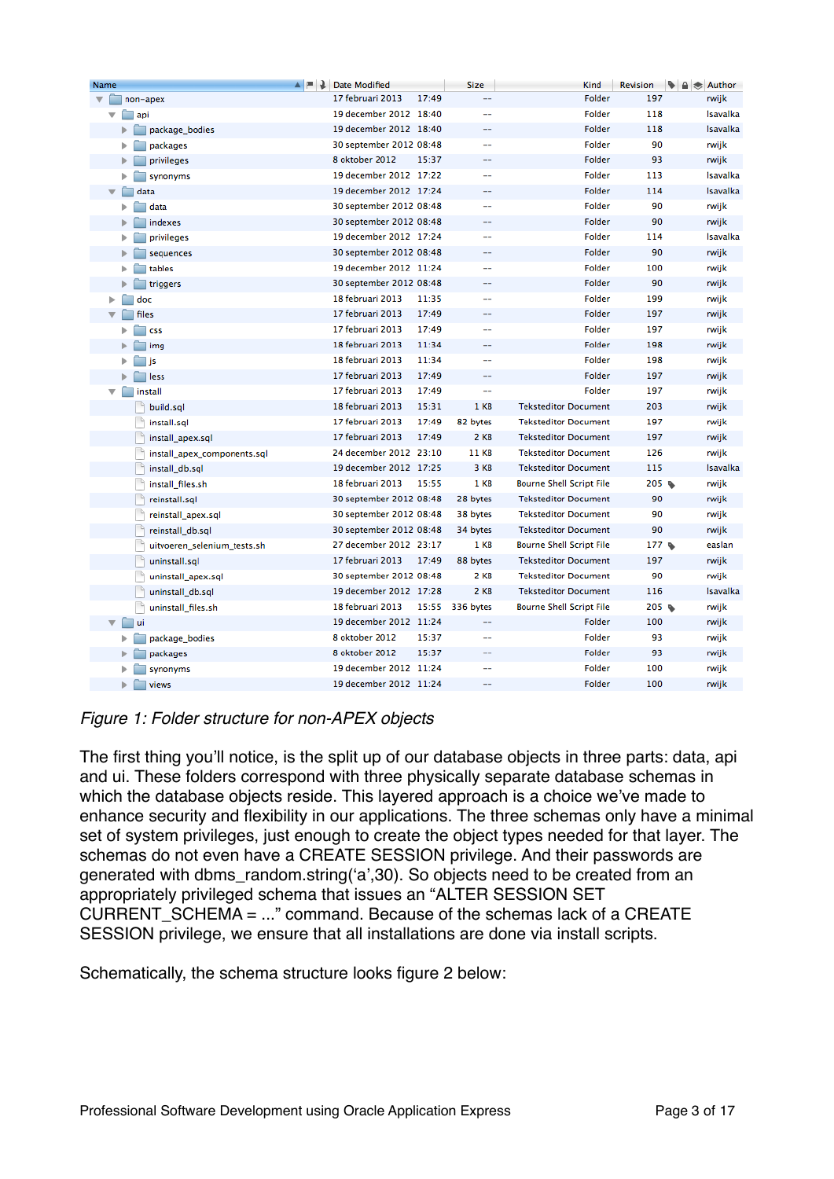| Name | Date Modified | Size | Kind | Revision | Author |
|---|---|---|---|---|---|
| non-apex | 17 februari 2013 17:49 | -- | Folder | 197 | rwijk |
| api | 19 december 2012 18:40 | -- | Folder | 118 | lsavalka |
| package_bodies | 19 december 2012 18:40 | -- | Folder | 118 | lsavalka |
| packages | 30 september 2012 08:48 | -- | Folder | 90 | rwijk |
| privileges | 8 oktober 2012 15:37 | -- | Folder | 93 | rwijk |
| synonyms | 19 december 2012 17:22 | -- | Folder | 113 | lsavalka |
| data | 19 december 2012 17:24 | -- | Folder | 114 | lsavalka |
| data | 30 september 2012 08:48 | -- | Folder | 90 | rwijk |
| indexes | 30 september 2012 08:48 | -- | Folder | 90 | rwijk |
| privileges | 19 december 2012 17:24 | -- | Folder | 114 | lsavalka |
| sequences | 30 september 2012 08:48 | -- | Folder | 90 | rwijk |
| tables | 19 december 2012 11:24 | -- | Folder | 100 | rwijk |
| triggers | 30 september 2012 08:48 | -- | Folder | 90 | rwijk |
| doc | 18 februari 2013 11:35 | -- | Folder | 199 | rwijk |
| files | 17 februari 2013 17:49 | -- | Folder | 197 | rwijk |
| css | 17 februari 2013 17:49 | -- | Folder | 197 | rwijk |
| img | 18 februari 2013 11:34 | -- | Folder | 198 | rwijk |
| js | 18 februari 2013 11:34 | -- | Folder | 198 | rwijk |
| less | 17 februari 2013 17:49 | -- | Folder | 197 | rwijk |
| install | 17 februari 2013 17:49 | -- | Folder | 197 | rwijk |
| build.sql | 18 februari 2013 15:31 | 1 KB | Teksteditor Document | 203 | rwijk |
| install.sql | 17 februari 2013 17:49 | 82 bytes | Teksteditor Document | 197 | rwijk |
| install_apex.sql | 17 februari 2013 17:49 | 2 KB | Teksteditor Document | 197 | rwijk |
| install_apex_components.sql | 24 december 2012 23:10 | 11 KB | Teksteditor Document | 126 | rwijk |
| install_db.sql | 19 december 2012 17:25 | 3 KB | Teksteditor Document | 115 | lsavalka |
| install_files.sh | 18 februari 2013 15:55 | 1 KB | Bourne Shell Script File | 205 | rwijk |
| reinstall.sql | 30 september 2012 08:48 | 28 bytes | Teksteditor Document | 90 | rwijk |
| reinstall_apex.sql | 30 september 2012 08:48 | 38 bytes | Teksteditor Document | 90 | rwijk |
| reinstall_db.sql | 30 september 2012 08:48 | 34 bytes | Teksteditor Document | 90 | rwijk |
| uitvoeren_selenium_tests.sh | 27 december 2012 23:17 | 1 KB | Bourne Shell Script File | 177 | easlan |
| uninstall.sql | 17 februari 2013 17:49 | 88 bytes | Teksteditor Document | 197 | rwijk |
| uninstall_apex.sql | 30 september 2012 08:48 | 2 KB | Teksteditor Document | 90 | rwijk |
| uninstall_db.sql | 19 december 2012 17:28 | 2 KB | Teksteditor Document | 116 | lsavalka |
| uninstall_files.sh | 18 februari 2013 15:55 | 336 bytes | Bourne Shell Script File | 205 | rwijk |
| ui | 19 december 2012 11:24 | -- | Folder | 100 | rwijk |
| package_bodies | 8 oktober 2012 15:37 | -- | Folder | 93 | rwijk |
| packages | 8 oktober 2012 15:37 | -- | Folder | 93 | rwijk |
| synonyms | 19 december 2012 11:24 | -- | Folder | 100 | rwijk |
| views | 19 december 2012 11:24 | -- | Folder | 100 | rwijk |

*Figure 1: Folder structure for non-APEX objects*

The first thing you'll notice, is the split up of our database objects in three parts: data, api and ui. These folders correspond with three physically separate database schemas in which the database objects reside. This layered approach is a choice we've made to enhance security and flexibility in our applications. The three schemas only have a minimal set of system privileges, just enough to create the object types needed for that layer. The schemas do not even have a CREATE SESSION privilege. And their passwords are generated with dbms_random.string('a',30). So objects need to be created from an appropriately privileged schema that issues an "ALTER SESSION SET CURRENT_SCHEMA = ..." command. Because of the schemas lack of a CREATE SESSION privilege, we ensure that all installations are done via install scripts.

Schematically, the schema structure looks figure 2 below: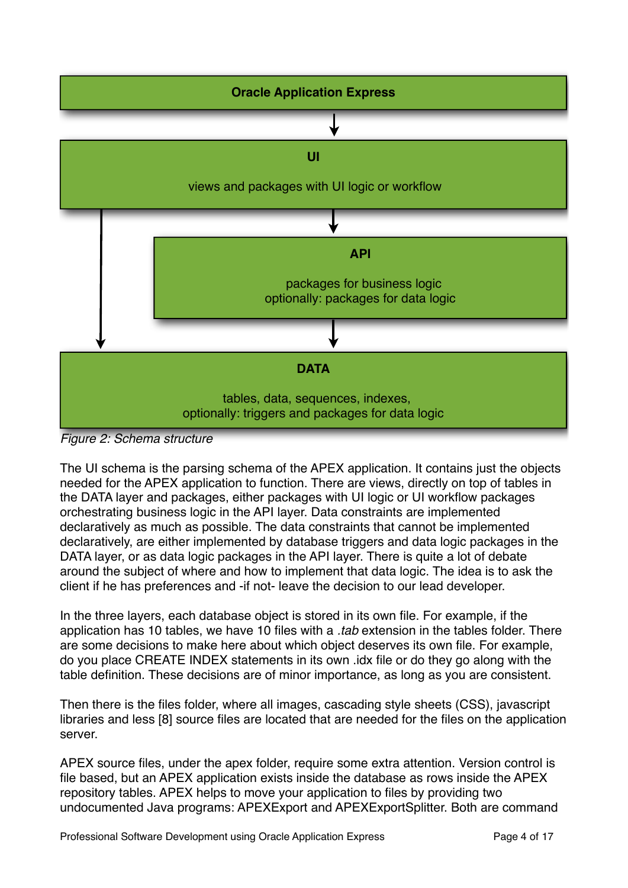Oracle Application Express

UI

views and packages with UI logic or workflow

API

packages for business logic
optionally: packages for data logic

DATA

tables, data, sequences, indexes,
optionally: triggers and packages for data logic

*Figure 2: Schema structure*

The UI schema is the parsing schema of the APEX application. It contains just the objects needed for the APEX application to function. There are views, directly on top of tables in the DATA layer and packages, either packages with UI logic or UI workflow packages orchestrating business logic in the API layer. Data constraints are implemented declaratively as much as possible. The data constraints that cannot be implemented declaratively, are either implemented by database triggers and data logic packages in the DATA layer, or as data logic packages in the API layer. There is quite a lot of debate around the subject of where and how to implement that data logic. The idea is to ask the client if he has preferences and -if not- leave the decision to our lead developer.

In the three layers, each database object is stored in its own file. For example, if the application has 10 tables, we have 10 files with a *.tab* extension in the tables folder. There are some decisions to make here about which object deserves its own file. For example, do you place CREATE INDEX statements in its own .idx file or do they go along with the table definition. These decisions are of minor importance, as long as you are consistent.

Then there is the files folder, where all images, cascading style sheets (CSS), javascript libraries and less [8] source files are located that are needed for the files on the application server.

APEX source files, under the apex folder, require some extra attention. Version control is file based, but an APEX application exists inside the database as rows inside the APEX repository tables. APEX helps to move your application to files by providing two undocumented Java programs: APEXExport and APEXExportSplitter. Both are command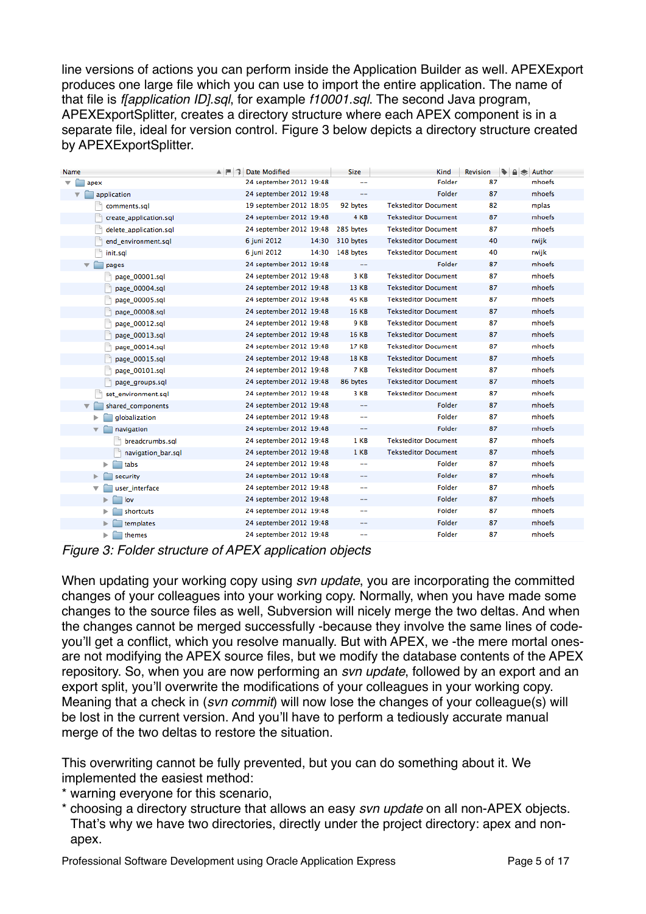line versions of actions you can perform inside the Application Builder as well. APEXExport produces one large file which you can use to import the entire application. The name of that file is *f[application ID].sql*, for example *f10001.sql*. The second Java program, APEXExportSplitter, creates a directory structure where each APEX component is in a separate file, ideal for version control. Figure 3 below depicts a directory structure created by APEXExportSplitter.

| Name | Date Modified | Size | Kind | Revision | Author |
|---|---|---|---|---|---|
| ▼ apex | 24 september 2012 19:48 | -- | Folder | 87 | mhoefs |
| ▼ application | 24 september 2012 19:48 | -- | Folder | 87 | mhoefs |
| comments.sql | 19 september 2012 18:05 | 92 bytes | Teksteditor Document | 82 | mplas |
| create_application.sql | 24 september 2012 19:48 | 4 KB | Teksteditor Document | 87 | mhoefs |
| delete_application.sql | 24 september 2012 19:48 | 285 bytes | Teksteditor Document | 87 | mhoefs |
| end_environment.sql | 6 juni 2012 14:30 | 310 bytes | Teksteditor Document | 40 | rwijk |
| init.sql | 6 juni 2012 14:30 | 148 bytes | Teksteditor Document | 40 | rwijk |
| ▼ pages | 24 september 2012 19:48 | -- | Folder | 87 | mhoefs |
| page_00001.sql | 24 september 2012 19:48 | 3 KB | Teksteditor Document | 87 | mhoefs |
| page_00004.sql | 24 september 2012 19:48 | 13 KB | Teksteditor Document | 87 | mhoefs |
| page_00005.sql | 24 september 2012 19:48 | 45 KB | Teksteditor Document | 87 | mhoefs |
| page_00008.sql | 24 september 2012 19:48 | 16 KB | Teksteditor Document | 87 | mhoefs |
| page_00012.sql | 24 september 2012 19:48 | 9 KB | Teksteditor Document | 87 | mhoefs |
| page_00013.sql | 24 september 2012 19:48 | 16 KB | Teksteditor Document | 87 | mhoefs |
| page_00014.sql | 24 september 2012 19:48 | 17 KB | Teksteditor Document | 87 | mhoefs |
| page_00015.sql | 24 september 2012 19:48 | 18 KB | Teksteditor Document | 87 | mhoefs |
| page_00101.sql | 24 september 2012 19:48 | 7 KB | Teksteditor Document | 87 | mhoefs |
| page_groups.sql | 24 september 2012 19:48 | 86 bytes | Teksteditor Document | 87 | mhoefs |
| set_environment.sql | 24 september 2012 19:48 | 3 KB | Teksteditor Document | 87 | mhoefs |
| ▼ shared_components | 24 september 2012 19:48 | -- | Folder | 87 | mhoefs |
| ▶ globalization | 24 september 2012 19:48 | -- | Folder | 87 | mhoefs |
| ▼ navigation | 24 september 2012 19:48 | -- | Folder | 87 | mhoefs |
| breadcrumbs.sql | 24 september 2012 19:48 | 1 KB | Teksteditor Document | 87 | mhoefs |
| navigation_bar.sql | 24 september 2012 19:48 | 1 KB | Teksteditor Document | 87 | mhoefs |
| ▶ tabs | 24 september 2012 19:48 | -- | Folder | 87 | mhoefs |
| ▶ security | 24 september 2012 19:48 | -- | Folder | 87 | mhoefs |
| ▼ user_interface | 24 september 2012 19:48 | -- | Folder | 87 | mhoefs |
| ▶ lov | 24 september 2012 19:48 | -- | Folder | 87 | mhoefs |
| ▶ shortcuts | 24 september 2012 19:48 | -- | Folder | 87 | mhoefs |
| ▶ templates | 24 september 2012 19:48 | -- | Folder | 87 | mhoefs |
| ▶ themes | 24 september 2012 19:48 | -- | Folder | 87 | mhoefs |

*Figure 3: Folder structure of APEX application objects*

When updating your working copy using *svn update*, you are incorporating the committed changes of your colleagues into your working copy. Normally, when you have made some changes to the source files as well, Subversion will nicely merge the two deltas. And when the changes cannot be merged successfully -because they involve the same lines of code- you'll get a conflict, which you resolve manually. But with APEX, we -the mere mortal ones- are not modifying the APEX source files, but we modify the database contents of the APEX repository. So, when you are now performing an *svn update*, followed by an export and an export split, you'll overwrite the modifications of your colleagues in your working copy. Meaning that a check in (*svn commit*) will now lose the changes of your colleague(s) will be lost in the current version. And you'll have to perform a tediously accurate manual merge of the two deltas to restore the situation.

This overwriting cannot be fully prevented, but you can do something about it. We implemented the easiest method:
* warning everyone for this scenario,
* choosing a directory structure that allows an easy *svn update* on all non-APEX objects. That's why we have two directories, directly under the project directory: apex and non-apex.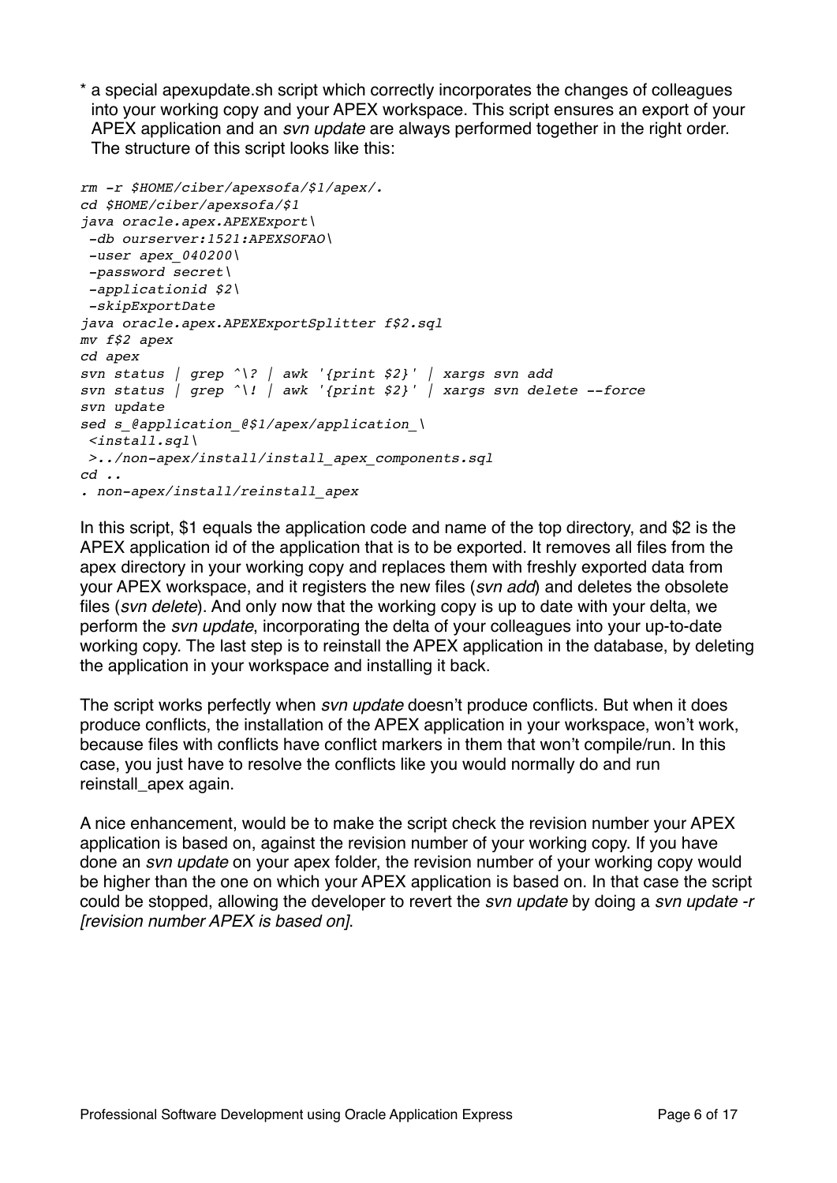* a special apexupdate.sh script which correctly incorporates the changes of colleagues into your working copy and your APEX workspace. This script ensures an export of your APEX application and an *svn update* are always performed together in the right order. The structure of this script looks like this:

```
rm -r $HOME/ciber/apexsofa/$1/apex/.
cd $HOME/ciber/apexsofa/$1
java oracle.apex.APEXExport\
 -db ourserver:1521:APEXSOFAO\
 -user apex_040200\
 -password secret\
 -applicationid $2\
 -skipExportDate
java oracle.apex.APEXExportSplitter f$2.sql
mv f$2 apex
cd apex
svn status | grep ^\? | awk '{print $2}' | xargs svn add
svn status | grep ^\! | awk '{print $2}' | xargs svn delete --force
svn update
sed s_@application_@$1/apex/application_\
 <install.sql\
 >../non-apex/install/install_apex_components.sql
cd ..
. non-apex/install/reinstall_apex
```

In this script, $1 equals the application code and name of the top directory, and $2 is the APEX application id of the application that is to be exported. It removes all files from the apex directory in your working copy and replaces them with freshly exported data from your APEX workspace, and it registers the new files (*svn add*) and deletes the obsolete files (*svn delete*). And only now that the working copy is up to date with your delta, we perform the *svn update*, incorporating the delta of your colleagues into your up-to-date working copy. The last step is to reinstall the APEX application in the database, by deleting the application in your workspace and installing it back.

The script works perfectly when *svn update* doesn't produce conflicts. But when it does produce conflicts, the installation of the APEX application in your workspace, won't work, because files with conflicts have conflict markers in them that won't compile/run. In this case, you just have to resolve the conflicts like you would normally do and run reinstall_apex again.

A nice enhancement, would be to make the script check the revision number your APEX application is based on, against the revision number of your working copy. If you have done an *svn update* on your apex folder, the revision number of your working copy would be higher than the one on which your APEX application is based on. In that case the script could be stopped, allowing the developer to revert the *svn update* by doing a *svn update -r [revision number APEX is based on]*.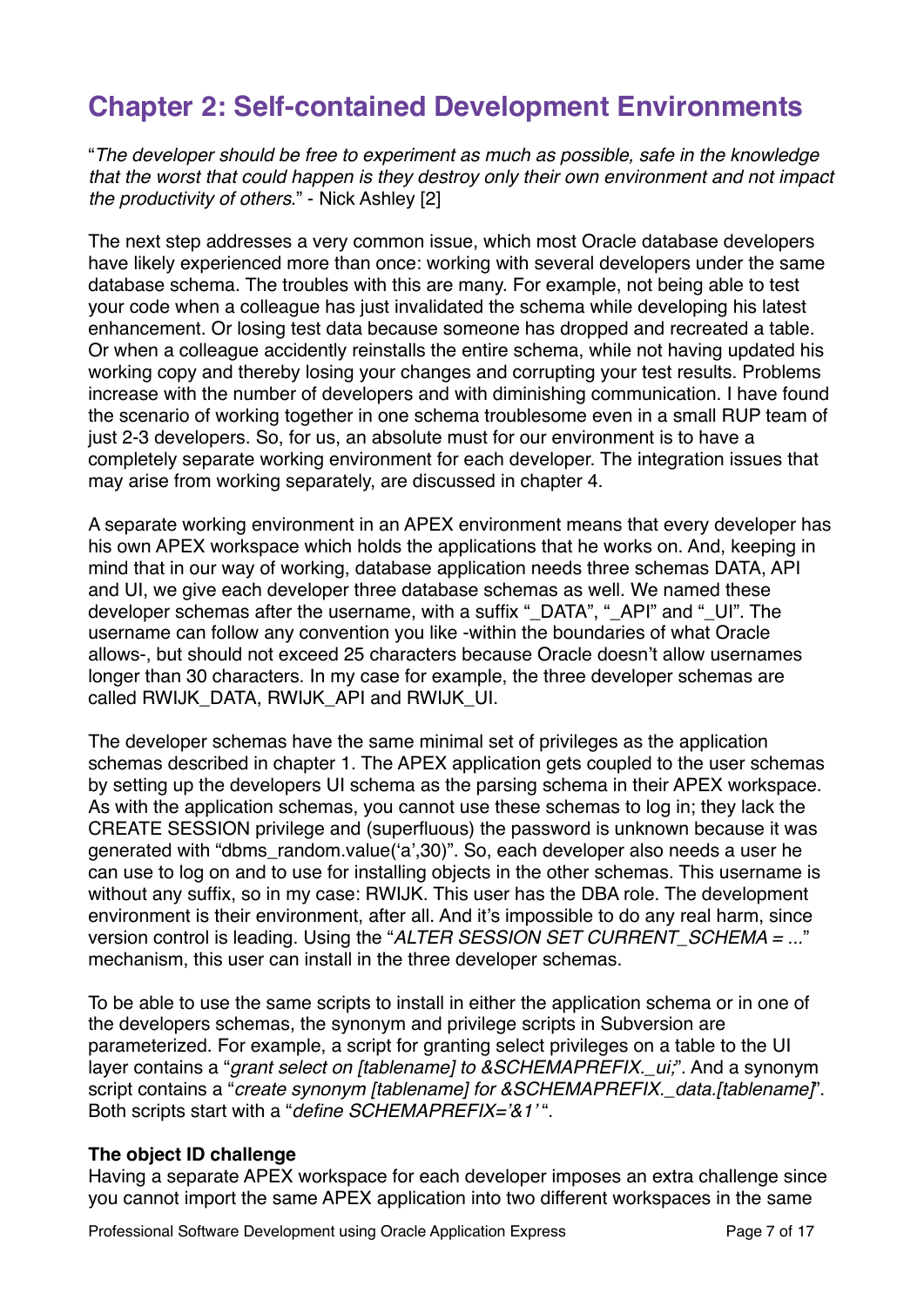# Chapter 2: Self-contained Development Environments

"*The developer should be free to experiment as much as possible, safe in the knowledge that the worst that could happen is they destroy only their own environment and not impact the productivity of others.*" - Nick Ashley [2]

The next step addresses a very common issue, which most Oracle database developers have likely experienced more than once: working with several developers under the same database schema. The troubles with this are many. For example, not being able to test your code when a colleague has just invalidated the schema while developing his latest enhancement. Or losing test data because someone has dropped and recreated a table. Or when a colleague accidently reinstalls the entire schema, while not having updated his working copy and thereby losing your changes and corrupting your test results. Problems increase with the number of developers and with diminishing communication. I have found the scenario of working together in one schema troublesome even in a small RUP team of just 2-3 developers. So, for us, an absolute must for our environment is to have a completely separate working environment for each developer. The integration issues that may arise from working separately, are discussed in chapter 4.

A separate working environment in an APEX environment means that every developer has his own APEX workspace which holds the applications that he works on. And, keeping in mind that in our way of working, database application needs three schemas DATA, API and UI, we give each developer three database schemas as well. We named these developer schemas after the username, with a suffix "_DATA", "_API" and "_UI". The username can follow any convention you like -within the boundaries of what Oracle allows-, but should not exceed 25 characters because Oracle doesn't allow usernames longer than 30 characters. In my case for example, the three developer schemas are called RWIJK_DATA, RWIJK_API and RWIJK_UI.

The developer schemas have the same minimal set of privileges as the application schemas described in chapter 1. The APEX application gets coupled to the user schemas by setting up the developers UI schema as the parsing schema in their APEX workspace. As with the application schemas, you cannot use these schemas to log in; they lack the CREATE SESSION privilege and (superfluous) the password is unknown because it was generated with "dbms_random.value('a',30)". So, each developer also needs a user he can use to log on and to use for installing objects in the other schemas. This username is without any suffix, so in my case: RWIJK. This user has the DBA role. The development environment is their environment, after all. And it's impossible to do any real harm, since version control is leading. Using the "*ALTER SESSION SET CURRENT_SCHEMA = ...*" mechanism, this user can install in the three developer schemas.

To be able to use the same scripts to install in either the application schema or in one of the developers schemas, the synonym and privilege scripts in Subversion are parameterized. For example, a script for granting select privileges on a table to the UI layer contains a "*grant select on [tablename] to &SCHEMAPREFIX._ui;*". And a synonym script contains a "*create synonym [tablename] for &SCHEMAPREFIX._data.[tablename]*". Both scripts start with a "*define SCHEMAPREFIX='&1'* ".

**The object ID challenge**

Having a separate APEX workspace for each developer imposes an extra challenge since you cannot import the same APEX application into two different workspaces in the same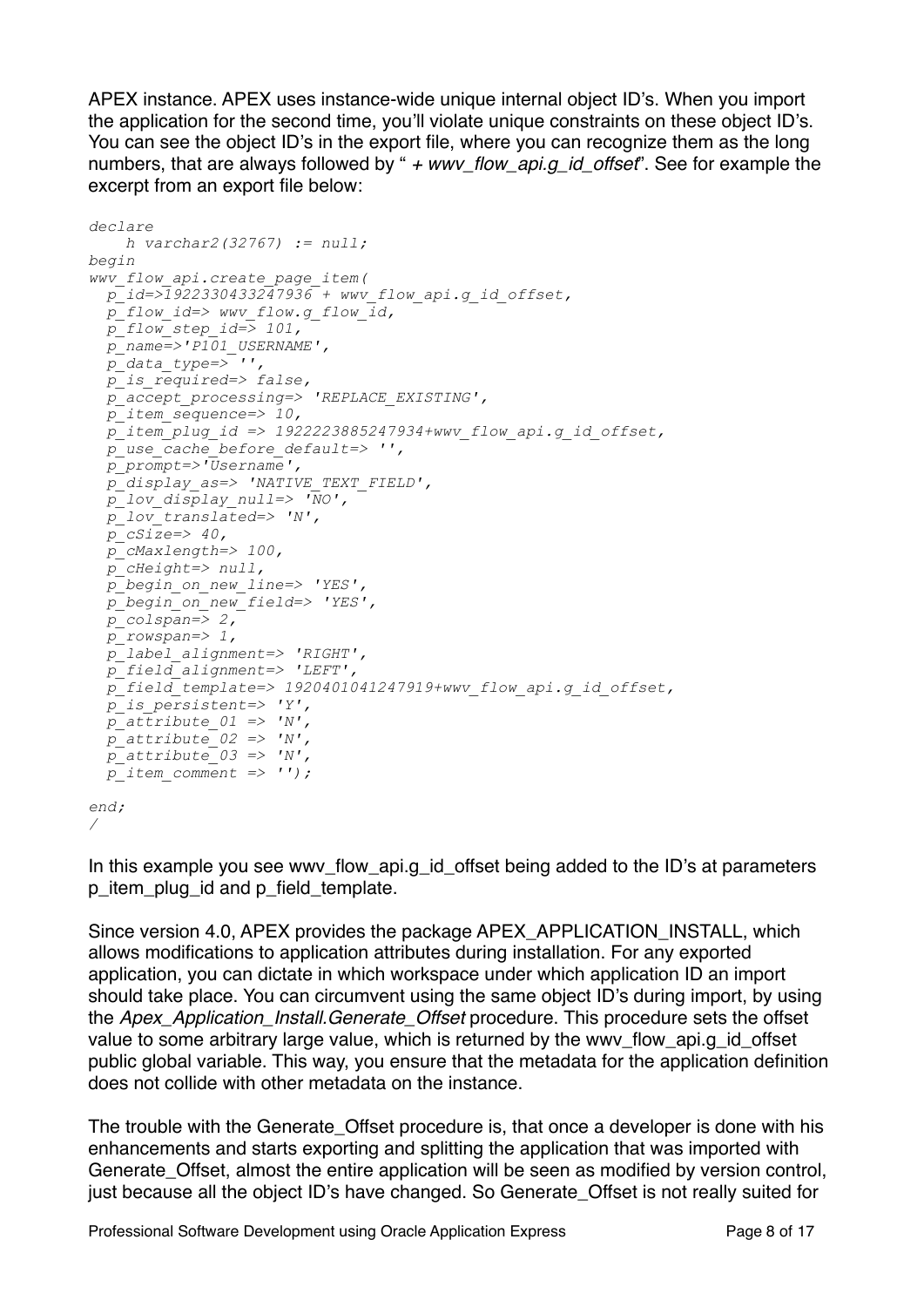APEX instance. APEX uses instance-wide unique internal object ID's. When you import the application for the second time, you'll violate unique constraints on these object ID's. You can see the object ID's in the export file, where you can recognize them as the long numbers, that are always followed by " *+ wwv_flow_api.g_id_offset*". See for example the excerpt from an export file below:

```
declare
    h varchar2(32767) := null;
begin
wwv_flow_api.create_page_item(
  p_id=>1922330433247936 + wwv_flow_api.g_id_offset,
  p_flow_id=> wwv_flow.g_flow_id,
  p_flow_step_id=> 101,
  p_name=>'P101_USERNAME',
  p_data_type=> '',
  p_is_required=> false,
  p_accept_processing=> 'REPLACE_EXISTING',
  p_item_sequence=> 10,
  p_item_plug_id => 1922223885247934+wwv_flow_api.g_id_offset,
  p_use_cache_before_default=> '',
  p_prompt=>'Username',
  p_display_as=> 'NATIVE_TEXT_FIELD',
  p_lov_display_null=> 'NO',
  p_lov_translated=> 'N',
  p_cSize=> 40,
  p_cMaxlength=> 100,
  p_cHeight=> null,
  p_begin_on_new_line=> 'YES',
  p_begin_on_new_field=> 'YES',
  p_colspan=> 2,
  p_rowspan=> 1,
  p_label_alignment=> 'RIGHT',
  p_field_alignment=> 'LEFT',
  p_field_template=> 1920401041247919+wwv_flow_api.g_id_offset,
  p_is_persistent=> 'Y',
  p_attribute_01 => 'N',
  p_attribute_02 => 'N',
  p_attribute_03 => 'N',
  p_item_comment => '');

end;
/
```

In this example you see wwv_flow_api.g_id_offset being added to the ID's at parameters p_item_plug_id and p_field_template.

Since version 4.0, APEX provides the package APEX_APPLICATION_INSTALL, which allows modifications to application attributes during installation. For any exported application, you can dictate in which workspace under which application ID an import should take place. You can circumvent using the same object ID's during import, by using the *Apex_Application_Install.Generate_Offset* procedure. This procedure sets the offset value to some arbitrary large value, which is returned by the wwv_flow_api.g_id_offset public global variable. This way, you ensure that the metadata for the application definition does not collide with other metadata on the instance.

The trouble with the Generate_Offset procedure is, that once a developer is done with his enhancements and starts exporting and splitting the application that was imported with Generate_Offset, almost the entire application will be seen as modified by version control, just because all the object ID's have changed. So Generate_Offset is not really suited for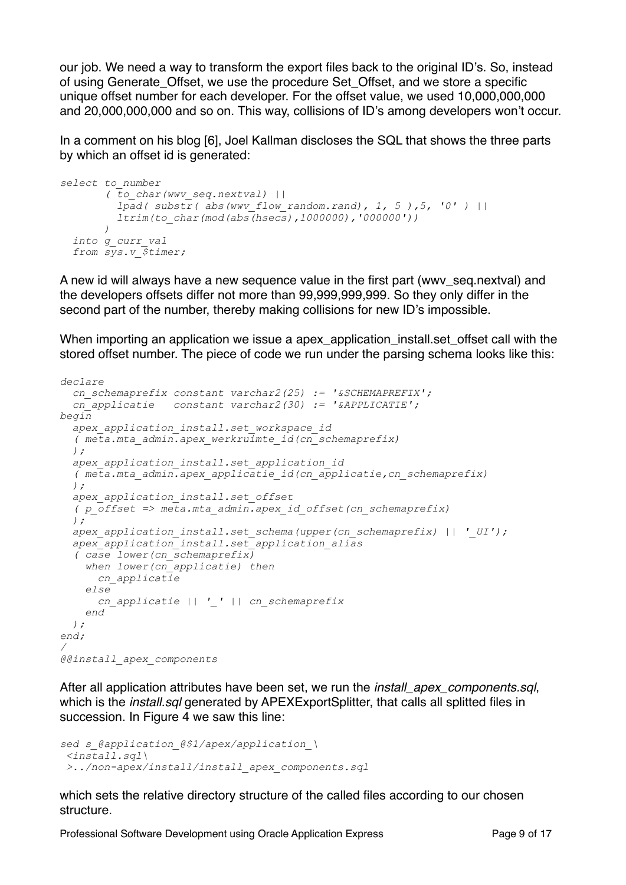our job. We need a way to transform the export files back to the original ID's. So, instead of using Generate_Offset, we use the procedure Set_Offset, and we store a specific unique offset number for each developer. For the offset value, we used 10,000,000,000 and 20,000,000,000 and so on. This way, collisions of ID's among developers won't occur.

In a comment on his blog [6], Joel Kallman discloses the SQL that shows the three parts by which an offset id is generated:

```
select to_number
       ( to_char(wwv_seq.nextval) ||
         lpad( substr( abs(wwv_flow_random.rand), 1, 5 ),5, '0' ) ||
         ltrim(to_char(mod(abs(hsecs),1000000),'000000'))
       )
  into g_curr_val
  from sys.v_$timer;
```

A new id will always have a new sequence value in the first part (wwv_seq.nextval) and the developers offsets differ not more than 99,999,999,999. So they only differ in the second part of the number, thereby making collisions for new ID's impossible.

When importing an application we issue a apex_application_install.set_offset call with the stored offset number. The piece of code we run under the parsing schema looks like this:

```
declare
  cn_schemaprefix constant varchar2(25) := '&SCHEMAPREFIX';
  cn_applicatie   constant varchar2(30) := '&APPLICATIE';
begin
  apex_application_install.set_workspace_id
  ( meta.mta_admin.apex_werkruimte_id(cn_schemaprefix)
  );
  apex_application_install.set_application_id
  ( meta.mta_admin.apex_applicatie_id(cn_applicatie,cn_schemaprefix)
  );
  apex_application_install.set_offset
  ( p_offset => meta.mta_admin.apex_id_offset(cn_schemaprefix)
  );
  apex_application_install.set_schema(upper(cn_schemaprefix) || '_UI');
  apex_application_install.set_application_alias
  ( case lower(cn_schemaprefix)
    when lower(cn_applicatie) then
      cn_applicatie
    else
      cn_applicatie || '_' || cn_schemaprefix
    end
  );
end;
/
@@install_apex_components
```

After all application attributes have been set, we run the *install_apex_components.sql*, which is the *install.sql* generated by APEXExportSplitter, that calls all splitted files in succession. In Figure 4 we saw this line:

```
sed s_@application_@$1/apex/application_\
 <install.sql\
 >../non-apex/install/install_apex_components.sql
```

which sets the relative directory structure of the called files according to our chosen structure.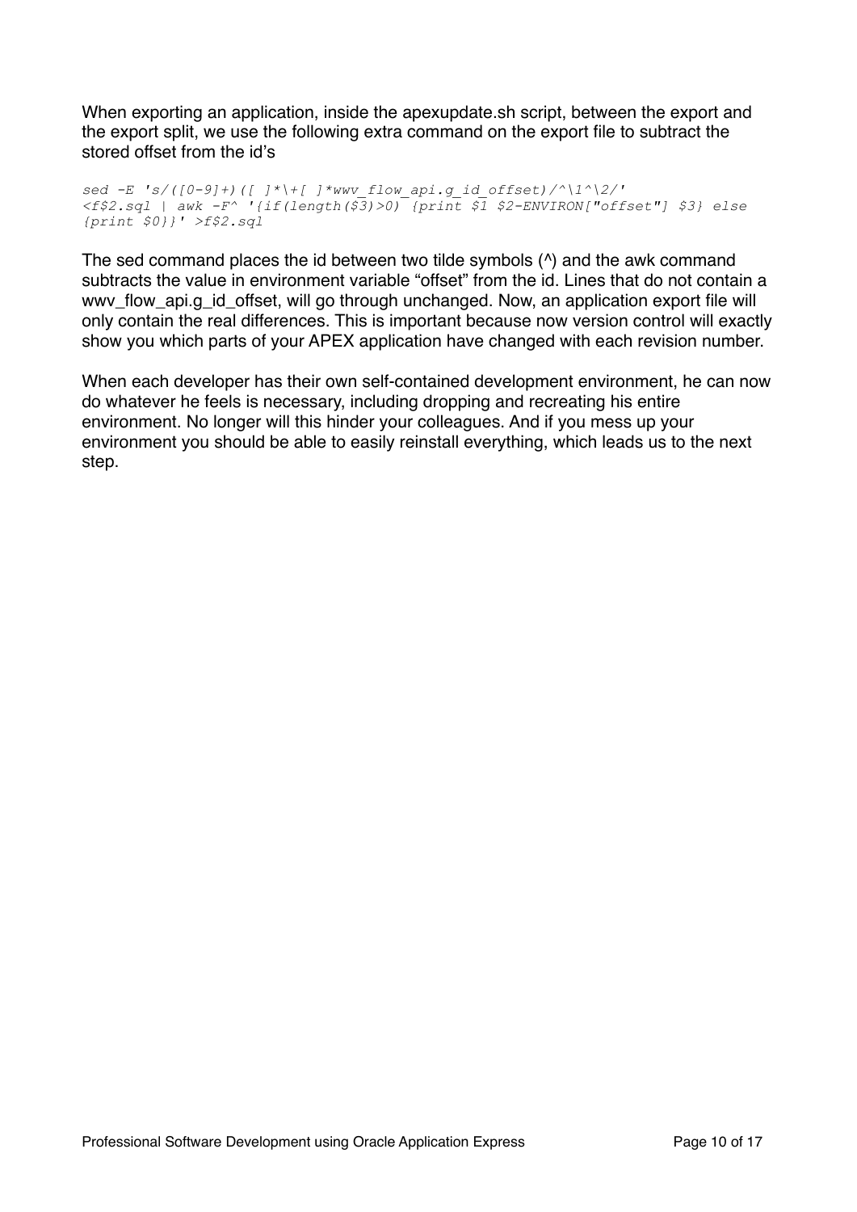When exporting an application, inside the apexupdate.sh script, between the export and the export split, we use the following extra command on the export file to subtract the stored offset from the id's

```
sed -E 's/([0-9]+)([ ]*\+[ ]*wwv_flow_api.g_id_offset)/^\1^\2/' 
<f$2.sql | awk -F^ '{if(length($3)>0) {print $1 $2-ENVIRON["offset"] $3} else 
{print $0}}' >f$2.sql
```

The sed command places the id between two tilde symbols (^) and the awk command subtracts the value in environment variable "offset" from the id. Lines that do not contain a wwv_flow_api.g_id_offset, will go through unchanged. Now, an application export file will only contain the real differences. This is important because now version control will exactly show you which parts of your APEX application have changed with each revision number.

When each developer has their own self-contained development environment, he can now do whatever he feels is necessary, including dropping and recreating his entire environment. No longer will this hinder your colleagues. And if you mess up your environment you should be able to easily reinstall everything, which leads us to the next step.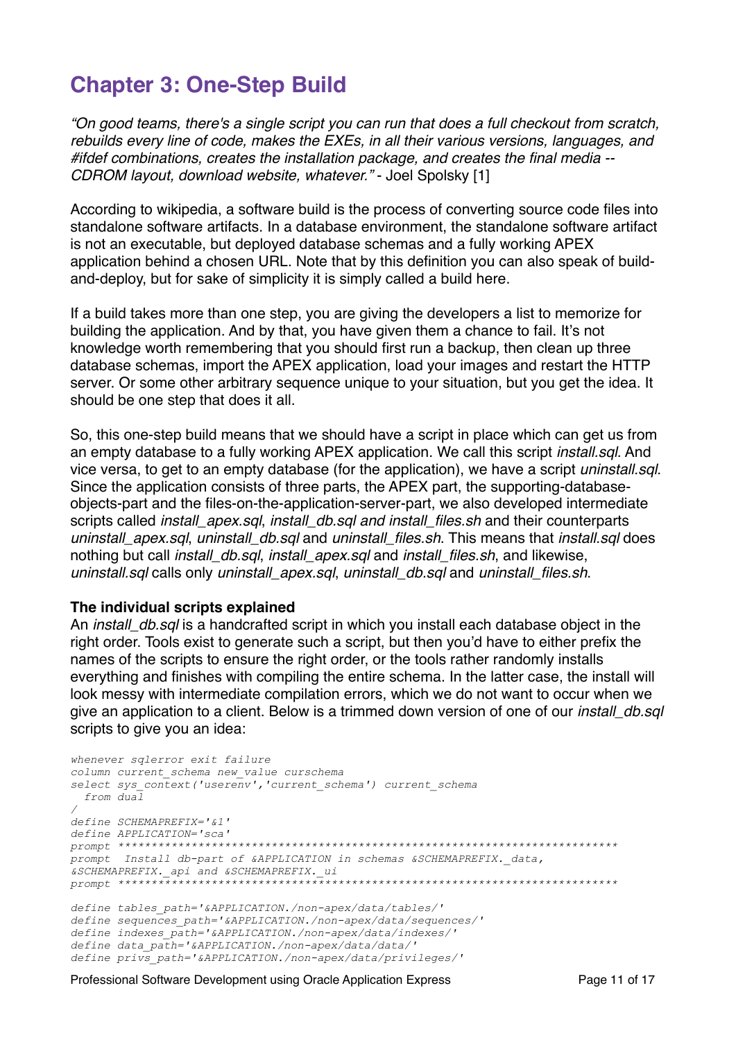# Chapter 3: One-Step Build

*"On good teams, there's a single script you can run that does a full checkout from scratch, rebuilds every line of code, makes the EXEs, in all their various versions, languages, and #ifdef combinations, creates the installation package, and creates the final media -- CDROM layout, download website, whatever."* - Joel Spolsky [1]

According to wikipedia, a software build is the process of converting source code files into standalone software artifacts. In a database environment, the standalone software artifact is not an executable, but deployed database schemas and a fully working APEX application behind a chosen URL. Note that by this definition you can also speak of build-and-deploy, but for sake of simplicity it is simply called a build here.

If a build takes more than one step, you are giving the developers a list to memorize for building the application. And by that, you have given them a chance to fail. It's not knowledge worth remembering that you should first run a backup, then clean up three database schemas, import the APEX application, load your images and restart the HTTP server. Or some other arbitrary sequence unique to your situation, but you get the idea. It should be one step that does it all.

So, this one-step build means that we should have a script in place which can get us from an empty database to a fully working APEX application. We call this script *install.sql*. And vice versa, to get to an empty database (for the application), we have a script *uninstall.sql*. Since the application consists of three parts, the APEX part, the supporting-database-objects-part and the files-on-the-application-server-part, we also developed intermediate scripts called *install_apex.sql*, *install_db.sql and install_files.sh* and their counterparts *uninstall_apex.sql*, *uninstall_db.sql* and *uninstall_files.sh*. This means that *install.sql* does nothing but call *install_db.sql*, *install_apex.sql* and *install_files.sh*, and likewise, *uninstall.sql* calls only *uninstall_apex.sql*, *uninstall_db.sql* and *uninstall_files.sh*.

**The individual scripts explained**

An *install_db.sql* is a handcrafted script in which you install each database object in the right order. Tools exist to generate such a script, but then you'd have to either prefix the names of the scripts to ensure the right order, or the tools rather randomly installs everything and finishes with compiling the entire schema. In the latter case, the install will look messy with intermediate compilation errors, which we do not want to occur when we give an application to a client. Below is a trimmed down version of one of our *install_db.sql* scripts to give you an idea:

```
whenever sqlerror exit failure
column current_schema new_value curschema
select sys_context('userenv','current_schema') current_schema
  from dual
/
define SCHEMAPREFIX='&1'
define APPLICATION='sca'
prompt ****************************************************************************
prompt  Install db-part of &APPLICATION in schemas &SCHEMAPREFIX._data,
&SCHEMAPREFIX._api and &SCHEMAPREFIX._ui
prompt ****************************************************************************

define tables_path='&APPLICATION./non-apex/data/tables/'
define sequences_path='&APPLICATION./non-apex/data/sequences/'
define indexes_path='&APPLICATION./non-apex/data/indexes/'
define data_path='&APPLICATION./non-apex/data/data/'
define privs_path='&APPLICATION./non-apex/data/privileges/'
```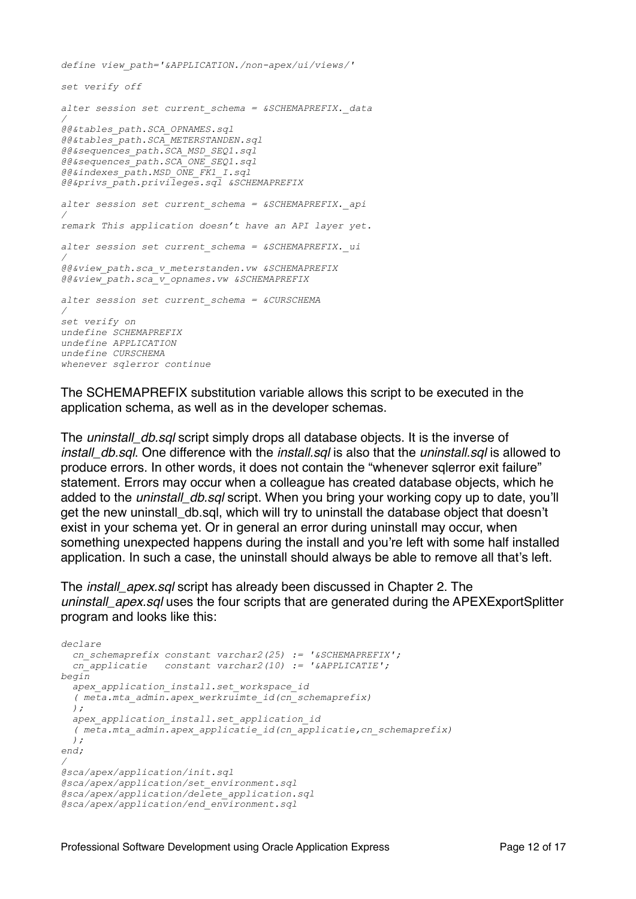```
define view_path='&APPLICATION./non-apex/ui/views/'

set verify off

alter session set current_schema = &SCHEMAPREFIX._data
/
@@&tables_path.SCA_OPNAMES.sql
@@&tables_path.SCA_METERSTANDEN.sql
@@&sequences_path.SCA_MSD_SEQ1.sql
@@&sequences_path.SCA_ONE_SEQ1.sql
@@&indexes_path.MSD_ONE_FK1_I.sql
@@&privs_path.privileges.sql &SCHEMAPREFIX

alter session set current_schema = &SCHEMAPREFIX._api
/
remark This application doesn't have an API layer yet.

alter session set current_schema = &SCHEMAPREFIX._ui
/
@@&view_path.sca_v_meterstanden.vw &SCHEMAPREFIX
@@&view_path.sca_v_opnames.vw &SCHEMAPREFIX

alter session set current_schema = &CURSCHEMA
/
set verify on
undefine SCHEMAPREFIX
undefine APPLICATION
undefine CURSCHEMA
whenever sqlerror continue
```

The SCHEMAPREFIX substitution variable allows this script to be executed in the application schema, as well as in the developer schemas.

The *uninstall_db.sql* script simply drops all database objects. It is the inverse of *install_db.sql*. One difference with the *install.sql* is also that the *uninstall.sql* is allowed to produce errors. In other words, it does not contain the "whenever sqlerror exit failure" statement. Errors may occur when a colleague has created database objects, which he added to the *uninstall_db.sql* script. When you bring your working copy up to date, you'll get the new uninstall_db.sql, which will try to uninstall the database object that doesn't exist in your schema yet. Or in general an error during uninstall may occur, when something unexpected happens during the install and you're left with some half installed application. In such a case, the uninstall should always be able to remove all that's left.

The *install_apex.sql* script has already been discussed in Chapter 2. The *uninstall_apex.sql* uses the four scripts that are generated during the APEXExportSplitter program and looks like this:

```
declare
  cn_schemaprefix constant varchar2(25) := '&SCHEMAPREFIX';
  cn_applicatie   constant varchar2(10) := '&APPLICATIE';
begin
  apex_application_install.set_workspace_id
  ( meta.mta_admin.apex_werkruimte_id(cn_schemaprefix)
  );
  apex_application_install.set_application_id
  ( meta.mta_admin.apex_applicatie_id(cn_applicatie,cn_schemaprefix)
  );
end;
/
@sca/apex/application/init.sql
@sca/apex/application/set_environment.sql
@sca/apex/application/delete_application.sql
@sca/apex/application/end_environment.sql
```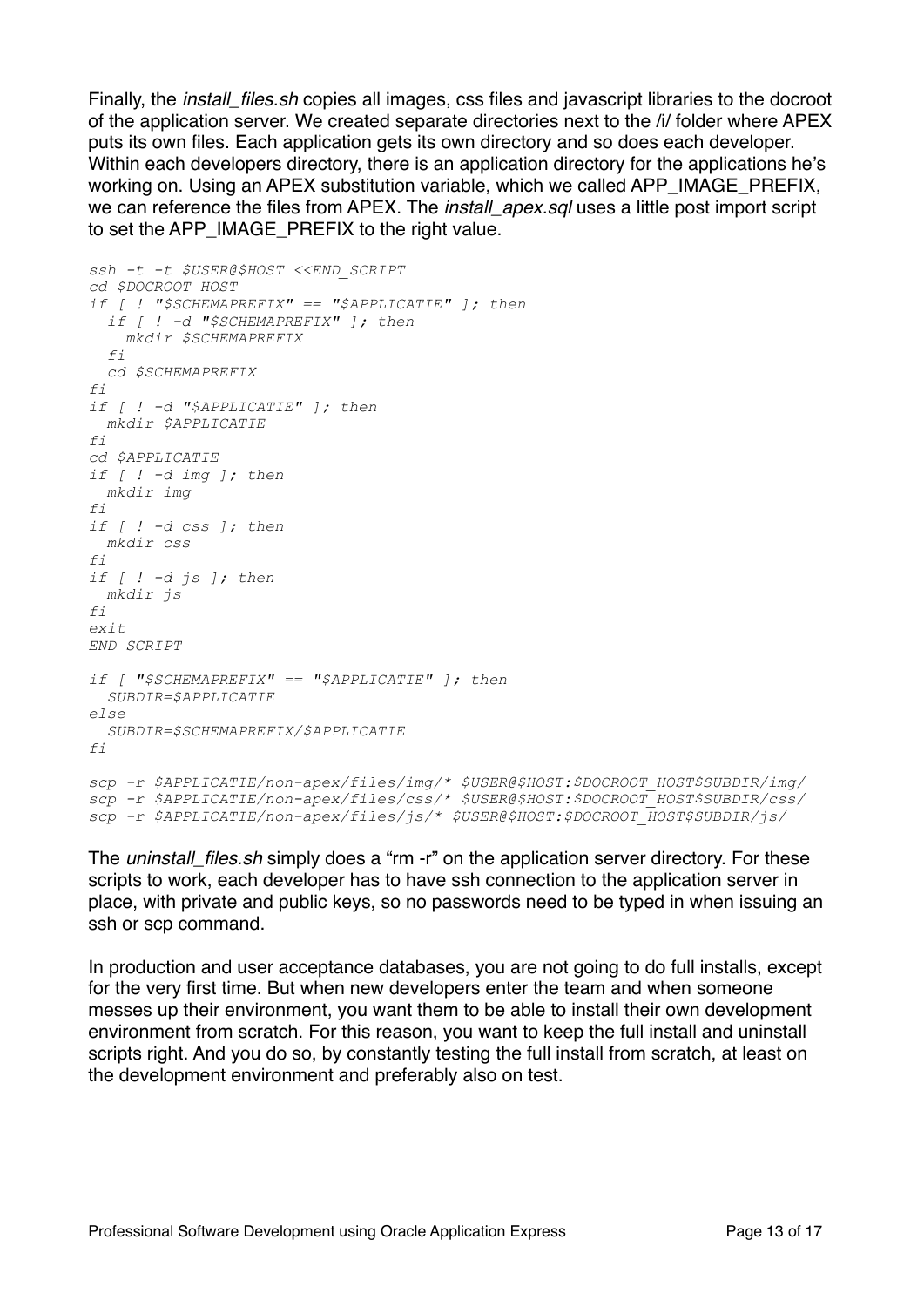Finally, the *install_files.sh* copies all images, css files and javascript libraries to the docroot of the application server. We created separate directories next to the /i/ folder where APEX puts its own files. Each application gets its own directory and so does each developer. Within each developers directory, there is an application directory for the applications he's working on. Using an APEX substitution variable, which we called APP_IMAGE_PREFIX, we can reference the files from APEX. The *install_apex.sql* uses a little post import script to set the APP_IMAGE_PREFIX to the right value.

```
ssh -t -t $USER@$HOST <<END_SCRIPT
cd $DOCROOT_HOST
if [ ! "$SCHEMAPREFIX" == "$APPLICATIE" ]; then
  if [ ! -d "$SCHEMAPREFIX" ]; then
    mkdir $SCHEMAPREFIX
  fi
  cd $SCHEMAPREFIX
fi
if [ ! -d "$APPLICATIE" ]; then
  mkdir $APPLICATIE
fi
cd $APPLICATIE
if [ ! -d img ]; then
  mkdir img
fi
if [ ! -d css ]; then
  mkdir css
fi
if [ ! -d js ]; then
  mkdir js
fi
exit
END_SCRIPT

if [ "$SCHEMAPREFIX" == "$APPLICATIE" ]; then
  SUBDIR=$APPLICATIE
else
  SUBDIR=$SCHEMAPREFIX/$APPLICATIE
fi

scp -r $APPLICATIE/non-apex/files/img/* $USER@$HOST:$DOCROOT_HOST$SUBDIR/img/
scp -r $APPLICATIE/non-apex/files/css/* $USER@$HOST:$DOCROOT_HOST$SUBDIR/css/
scp -r $APPLICATIE/non-apex/files/js/* $USER@$HOST:$DOCROOT_HOST$SUBDIR/js/
```

The *uninstall_files.sh* simply does a "rm -r" on the application server directory. For these scripts to work, each developer has to have ssh connection to the application server in place, with private and public keys, so no passwords need to be typed in when issuing an ssh or scp command.

In production and user acceptance databases, you are not going to do full installs, except for the very first time. But when new developers enter the team and when someone messes up their environment, you want them to be able to install their own development environment from scratch. For this reason, you want to keep the full install and uninstall scripts right. And you do so, by constantly testing the full install from scratch, at least on the development environment and preferably also on test.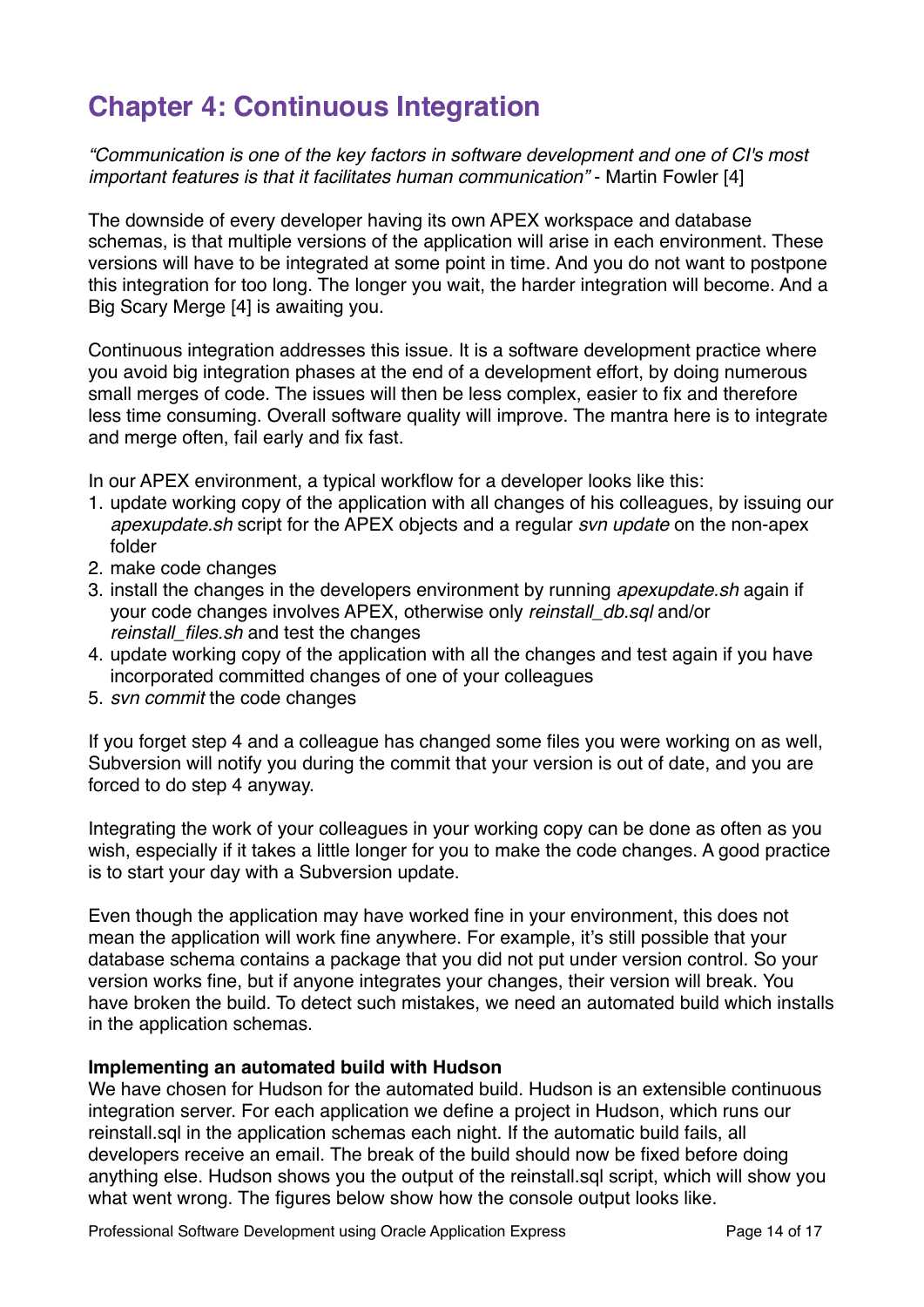# Chapter 4: Continuous Integration

*"Communication is one of the key factors in software development and one of CI's most important features is that it facilitates human communication"* - Martin Fowler [4]

The downside of every developer having its own APEX workspace and database schemas, is that multiple versions of the application will arise in each environment. These versions will have to be integrated at some point in time. And you do not want to postpone this integration for too long. The longer you wait, the harder integration will become. And a Big Scary Merge [4] is awaiting you.

Continuous integration addresses this issue. It is a software development practice where you avoid big integration phases at the end of a development effort, by doing numerous small merges of code. The issues will then be less complex, easier to fix and therefore less time consuming. Overall software quality will improve. The mantra here is to integrate and merge often, fail early and fix fast.

In our APEX environment, a typical workflow for a developer looks like this:

1. update working copy of the application with all changes of his colleagues, by issuing our *apexupdate.sh* script for the APEX objects and a regular *svn update* on the non-apex folder
2. make code changes
3. install the changes in the developers environment by running *apexupdate.sh* again if your code changes involves APEX, otherwise only *reinstall_db.sql* and/or *reinstall_files.sh* and test the changes
4. update working copy of the application with all the changes and test again if you have incorporated committed changes of one of your colleagues
5. *svn commit* the code changes

If you forget step 4 and a colleague has changed some files you were working on as well, Subversion will notify you during the commit that your version is out of date, and you are forced to do step 4 anyway.

Integrating the work of your colleagues in your working copy can be done as often as you wish, especially if it takes a little longer for you to make the code changes. A good practice is to start your day with a Subversion update.

Even though the application may have worked fine in your environment, this does not mean the application will work fine anywhere. For example, it's still possible that your database schema contains a package that you did not put under version control. So your version works fine, but if anyone integrates your changes, their version will break. You have broken the build. To detect such mistakes, we need an automated build which installs in the application schemas.

**Implementing an automated build with Hudson**

We have chosen for Hudson for the automated build. Hudson is an extensible continuous integration server. For each application we define a project in Hudson, which runs our reinstall.sql in the application schemas each night. If the automatic build fails, all developers receive an email. The break of the build should now be fixed before doing anything else. Hudson shows you the output of the reinstall.sql script, which will show you what went wrong. The figures below show how the console output looks like.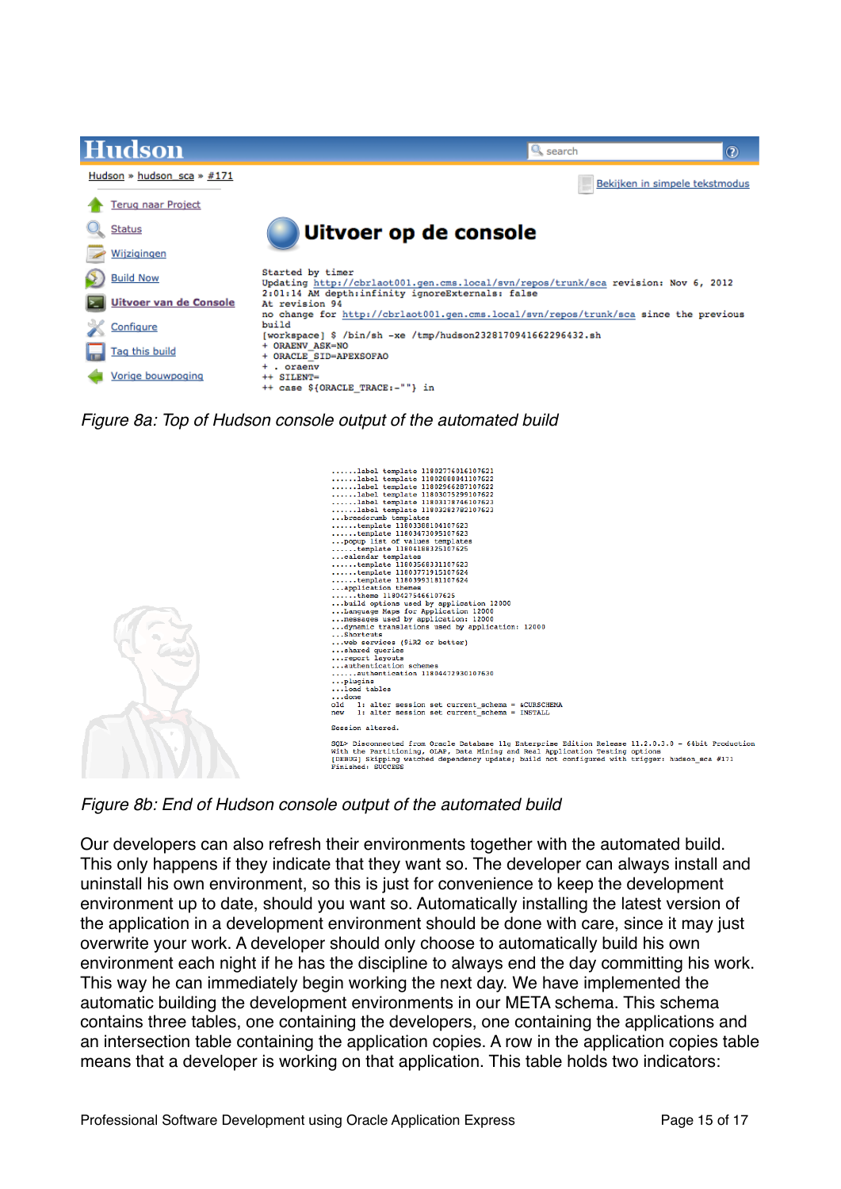Figure 8a: Top of Hudson console output of the automated build

Figure 8b: End of Hudson console output of the automated build

Our developers can also refresh their environments together with the automated build. This only happens if they indicate that they want so. The developer can always install and uninstall his own environment, so this is just for convenience to keep the development environment up to date, should you want so. Automatically installing the latest version of the application in a development environment should be done with care, since it may just overwrite your work. A developer should only choose to automatically build his own environment each night if he has the discipline to always end the day committing his work. This way he can immediately begin working the next day. We have implemented the automatic building the development environments in our META schema. This schema contains three tables, one containing the developers, one containing the applications and an intersection table containing the application copies. A row in the application copies table means that a developer is working on that application. This table holds two indicators: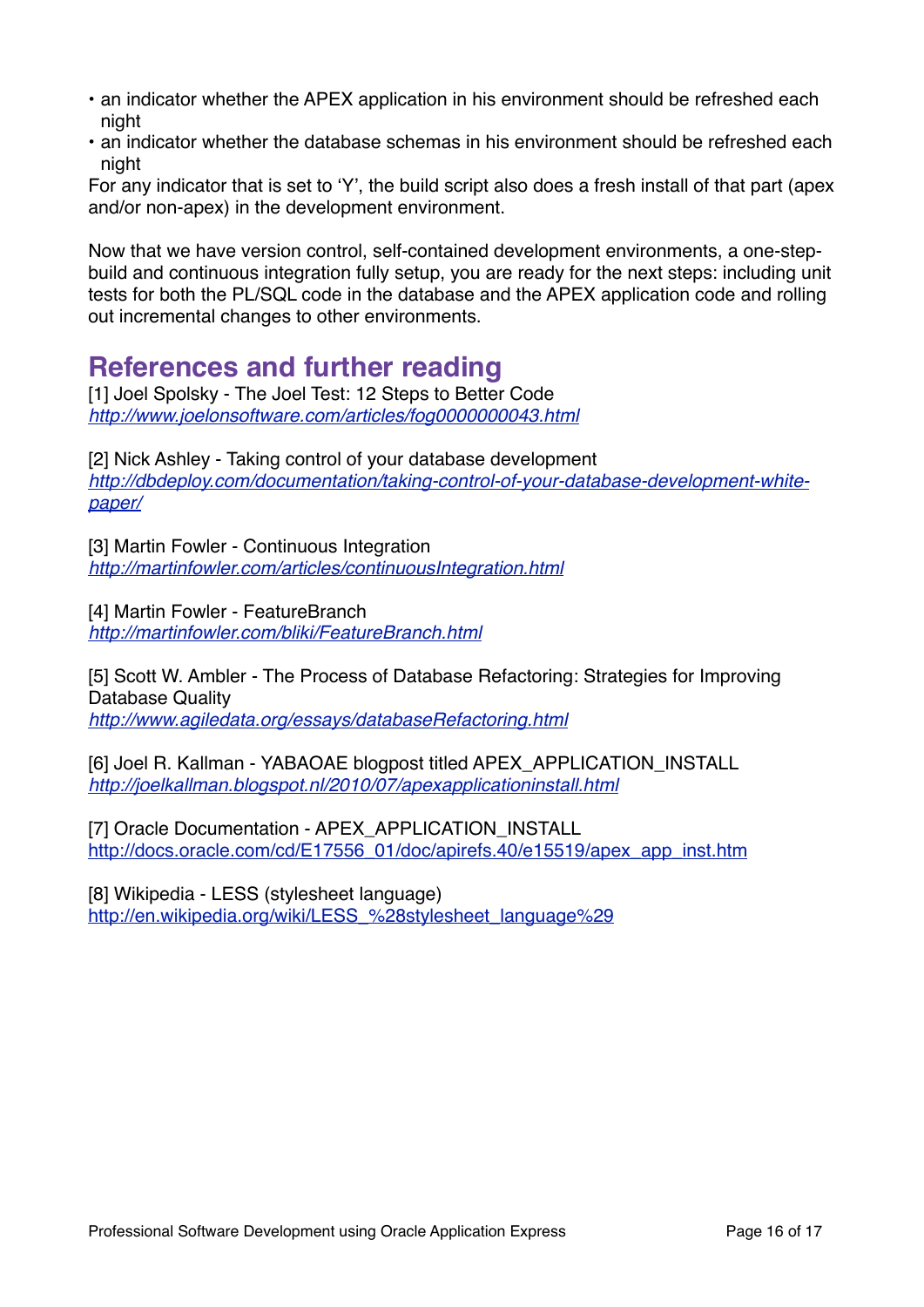- an indicator whether the APEX application in his environment should be refreshed each night
- an indicator whether the database schemas in his environment should be refreshed each night

For any indicator that is set to 'Y', the build script also does a fresh install of that part (apex and/or non-apex) in the development environment.

Now that we have version control, self-contained development environments, a one-step-build and continuous integration fully setup, you are ready for the next steps: including unit tests for both the PL/SQL code in the database and the APEX application code and rolling out incremental changes to other environments.

## References and further reading

[1] Joel Spolsky - The Joel Test: 12 Steps to Better Code
*http://www.joelonsoftware.com/articles/fog0000000043.html*

[2] Nick Ashley - Taking control of your database development
*http://dbdeploy.com/documentation/taking-control-of-your-database-development-white-paper/*

[3] Martin Fowler - Continuous Integration
*http://martinfowler.com/articles/continuousIntegration.html*

[4] Martin Fowler - FeatureBranch
*http://martinfowler.com/bliki/FeatureBranch.html*

[5] Scott W. Ambler - The Process of Database Refactoring: Strategies for Improving Database Quality
*http://www.agiledata.org/essays/databaseRefactoring.html*

[6] Joel R. Kallman - YABAOAE blogpost titled APEX_APPLICATION_INSTALL
*http://joelkallman.blogspot.nl/2010/07/apexapplicationinstall.html*

[7] Oracle Documentation - APEX_APPLICATION_INSTALL
http://docs.oracle.com/cd/E17556_01/doc/apirefs.40/e15519/apex_app_inst.htm

[8] Wikipedia - LESS (stylesheet language)
http://en.wikipedia.org/wiki/LESS_%28stylesheet_language%29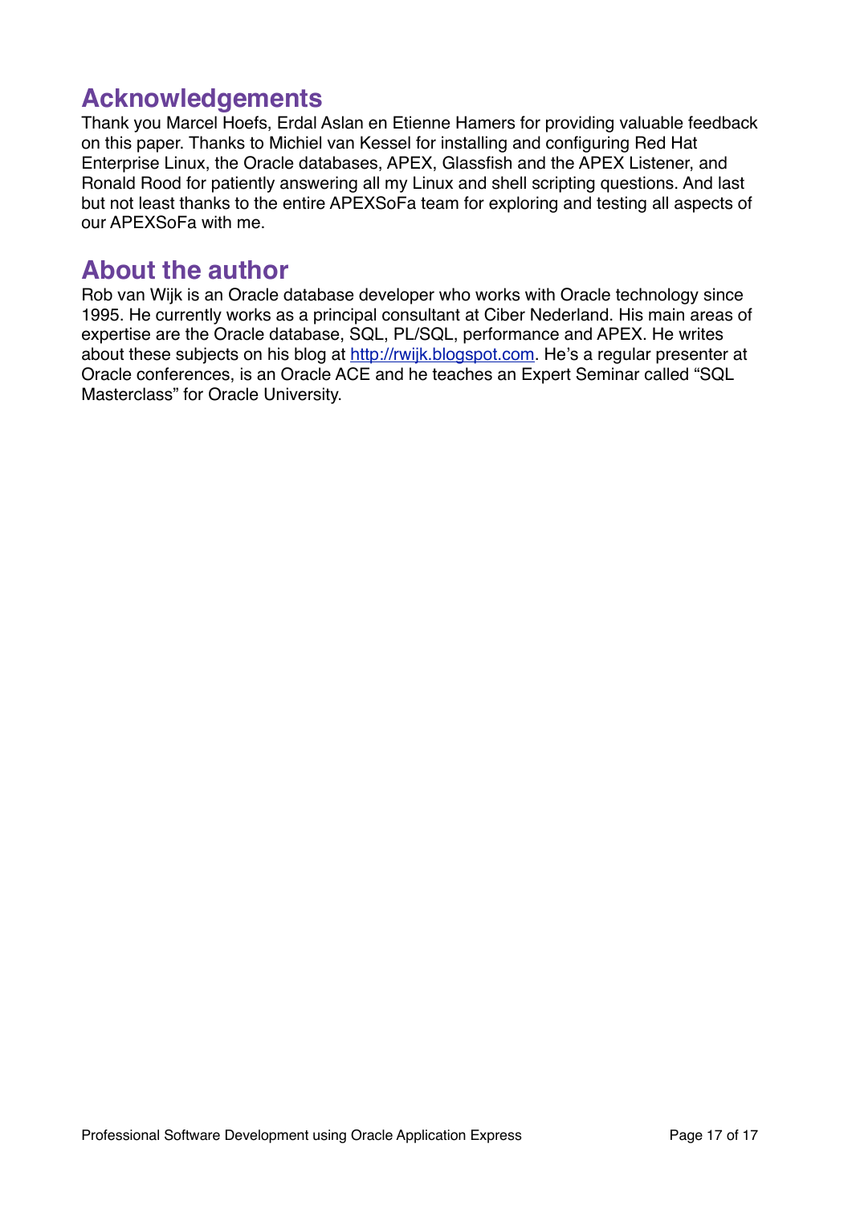## Acknowledgements

Thank you Marcel Hoefs, Erdal Aslan en Etienne Hamers for providing valuable feedback on this paper. Thanks to Michiel van Kessel for installing and configuring Red Hat Enterprise Linux, the Oracle databases, APEX, Glassfish and the APEX Listener, and Ronald Rood for patiently answering all my Linux and shell scripting questions. And last but not least thanks to the entire APEXSoFa team for exploring and testing all aspects of our APEXSoFa with me.

## About the author

Rob van Wijk is an Oracle database developer who works with Oracle technology since 1995. He currently works as a principal consultant at Ciber Nederland. His main areas of expertise are the Oracle database, SQL, PL/SQL, performance and APEX. He writes about these subjects on his blog at [http://rwijk.blogspot.com](http://rwijk.blogspot.com). He's a regular presenter at Oracle conferences, is an Oracle ACE and he teaches an Expert Seminar called "SQL Masterclass" for Oracle University.